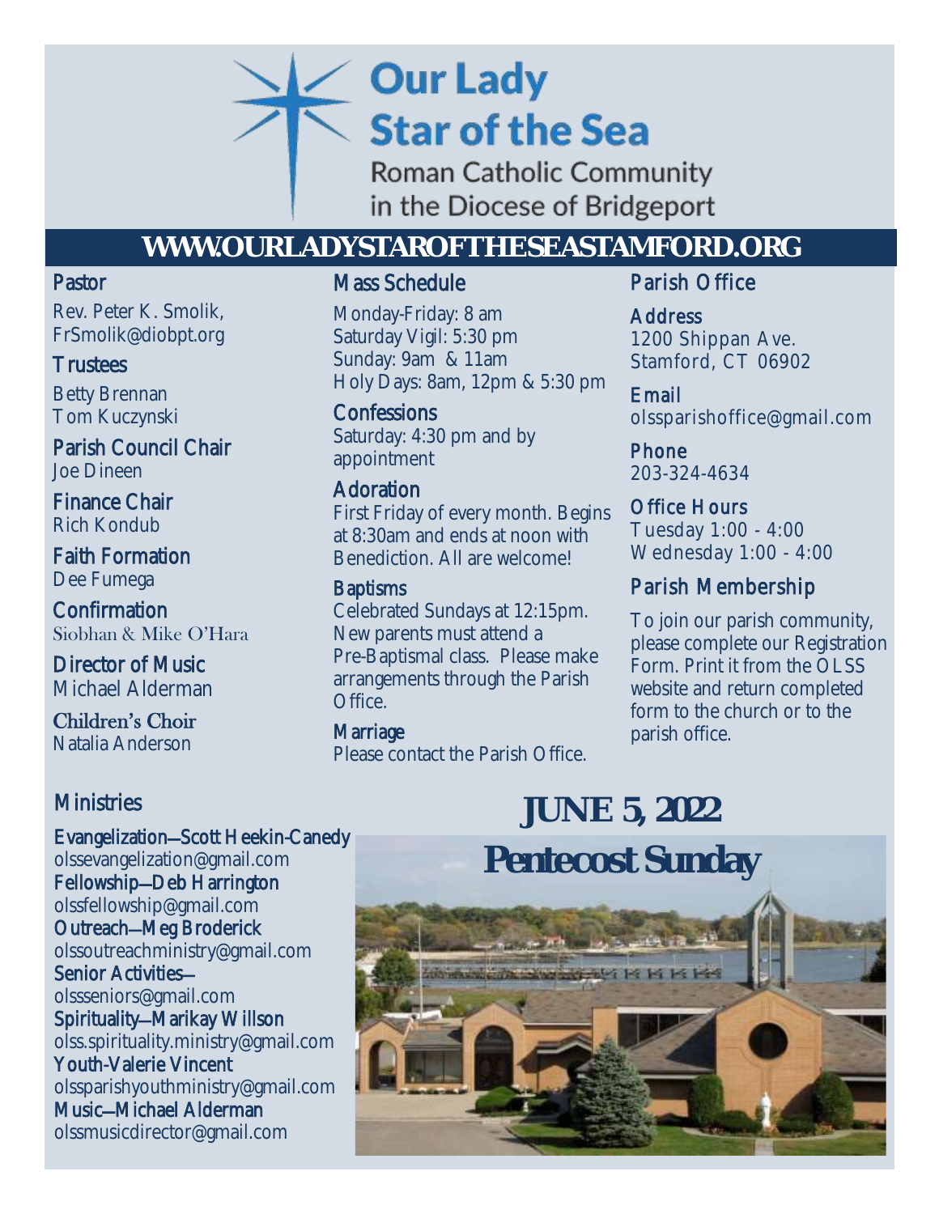# Our Lady Star of the Sea

Roman Catholic Community in the Diocese of Bridgeport

**WWW.OURLADYSTAROFTHESEASTAMFORD.ORG**

### Pastor
Rev. Peter K. Smolik, FrSmolik@diobpt.org

### Trustees
Betty Brennan
Tom Kuczynski

### Parish Council Chair
Joe Dineen

### Finance Chair
Rich Kondub

### Faith Formation
Dee Fumega

### Confirmation
Siobhan & Mike O'Hara

### Director of Music
Michael Alderman

### Children's Choir
Natalia Anderson

### Mass Schedule
Monday-Friday: 8 am
Saturday Vigil: 5:30 pm
Sunday: 9am & 11am
Holy Days: 8am, 12pm & 5:30 pm

### Confessions
Saturday: 4:30 pm and by appointment

### Adoration
First Friday of every month. Begins at 8:30am and ends at noon with Benediction. All are welcome!

### Baptisms
Celebrated Sundays at 12:15pm. New parents must attend a Pre-Baptismal class. Please make arrangements through the Parish Office.

### Marriage
Please contact the Parish Office.

### Parish Office

**Address**
1200 Shippan Ave.
Stamford, CT 06902

**Email**
olssparishoffice@gmail.com

**Phone**
203-324-4634

**Office Hours**
Tuesday 1:00 - 4:00
Wednesday 1:00 - 4:00

### Parish Membership
To join our parish community, please complete our Registration Form. Print it from the OLSS website and return completed form to the church or to the parish office.

### Ministries
Evangelization—Scott Heekin-Canedy
olssevangelization@gmail.com
Fellowship—Deb Harrington
olssfellowship@gmail.com
Outreach—Meg Broderick
olssoutreachministry@gmail.com
Senior Activities—
olssseniors@gmail.com
Spirituality—Marikay Willson
olss.spirituality.ministry@gmail.com
Youth-Valerie Vincent
olssparishyouthministry@gmail.com
Music—Michael Alderman
olssmusicdirector@gmail.com

## JUNE 5, 2022
## Pentecost Sunday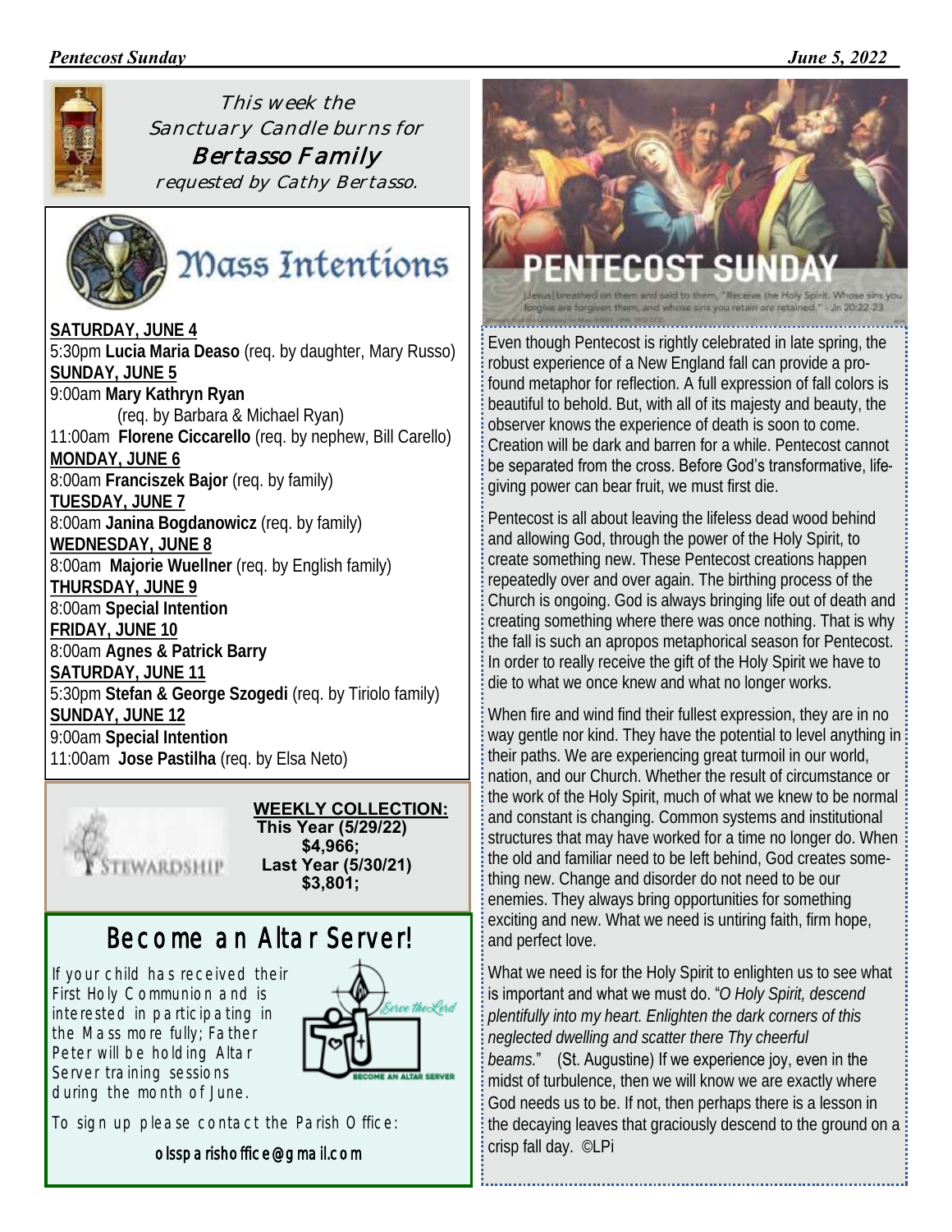This week the Sanctuary Candle burns for

**Bertasso Family**

requested by Cathy Bertasso.

# Mass Intentions

**SATURDAY, JUNE 4**
5:30pm **Lucia Maria Deaso** (req. by daughter, Mary Russo)

**SUNDAY, JUNE 5**
9:00am **Mary Kathryn Ryan** (req. by Barbara & Michael Ryan)
11:00am **Florene Ciccarello** (req. by nephew, Bill Carello)

**MONDAY, JUNE 6**
8:00am **Franciszek Bajor** (req. by family)

**TUESDAY, JUNE 7**
8:00am **Janina Bogdanowicz** (req. by family)

**WEDNESDAY, JUNE 8**
8:00am **Majorie Wuellner** (req. by English family)

**THURSDAY, JUNE 9**
8:00am **Special Intention**

**FRIDAY, JUNE 10**
8:00am **Agnes & Patrick Barry**

**SATURDAY, JUNE 11**
5:30pm **Stefan & George Szogedi** (req. by Tiriolo family)

**SUNDAY, JUNE 12**
9:00am **Special Intention**
11:00am **Jose Pastilha** (req. by Elsa Neto)

STEWARDSHIP

**WEEKLY COLLECTION:**
**This Year (5/29/22) $4,966;**
**Last Year (5/30/21) $3,801;**

## Become an Altar Server!

If your child has received their First Holy Communion and is interested in participating in the Mass more fully; Father Peter will be holding Altar Server training sessions during the month of June.

Serve the Lord — BECOME AN ALTAR SERVER

To sign up please contact the Parish Office:

olssparishoffice@gmail.com

# PENTECOST SUNDAY

[Jesus] breathed on them and said to them, "Receive the Holy Spirit. Whose sins you forgive are forgiven them, and whose sins you retain are retained." - Jn 20:22-23

Even though Pentecost is rightly celebrated in late spring, the robust experience of a New England fall can provide a profound metaphor for reflection. A full expression of fall colors is beautiful to behold. But, with all of its majesty and beauty, the observer knows the experience of death is soon to come. Creation will be dark and barren for a while. Pentecost cannot be separated from the cross. Before God's transformative, life-giving power can bear fruit, we must first die.

Pentecost is all about leaving the lifeless dead wood behind and allowing God, through the power of the Holy Spirit, to create something new. These Pentecost creations happen repeatedly over and over again. The birthing process of the Church is ongoing. God is always bringing life out of death and creating something where there was once nothing. That is why the fall is such an apropos metaphorical season for Pentecost. In order to really receive the gift of the Holy Spirit we have to die to what we once knew and what no longer works.

When fire and wind find their fullest expression, they are in no way gentle nor kind. They have the potential to level anything in their paths. We are experiencing great turmoil in our world, nation, and our Church. Whether the result of circumstance or the work of the Holy Spirit, much of what we knew to be normal and constant is changing. Common systems and institutional structures that may have worked for a time no longer do. When the old and familiar need to be left behind, God creates something new. Change and disorder do not need to be our enemies. They always bring opportunities for something exciting and new. What we need is untiring faith, firm hope, and perfect love.

What we need is for the Holy Spirit to enlighten us to see what is important and what we must do. "*O Holy Spirit, descend plentifully into my heart. Enlighten the dark corners of this neglected dwelling and scatter there Thy cheerful beams.*" (St. Augustine) If we experience joy, even in the midst of turbulence, then we will know we are exactly where God needs us to be. If not, then perhaps there is a lesson in the decaying leaves that graciously descend to the ground on a crisp fall day. ©LPi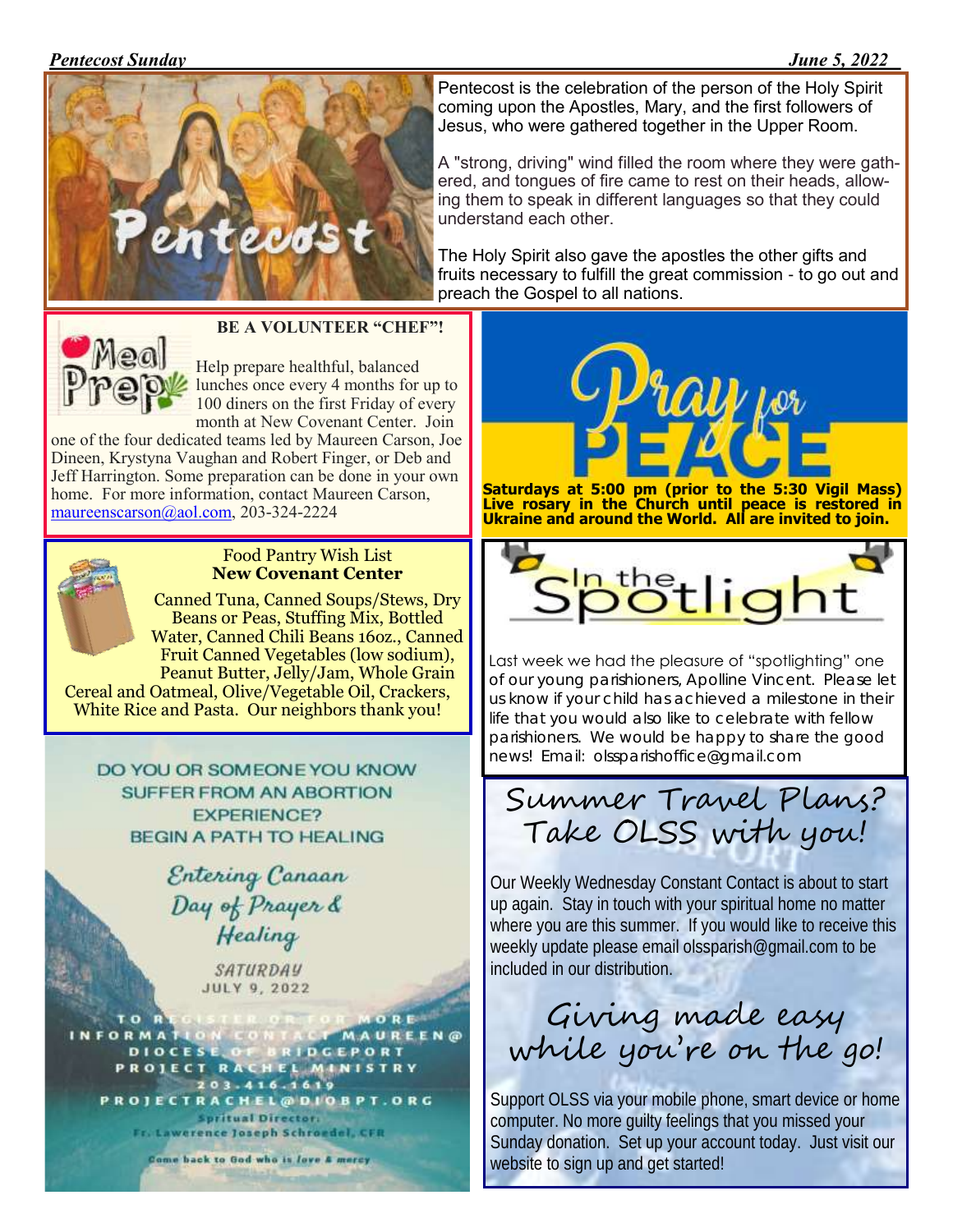Pentecost is the celebration of the person of the Holy Spirit coming upon the Apostles, Mary, and the first followers of Jesus, who were gathered together in the Upper Room.

A "strong, driving" wind filled the room where they were gathered, and tongues of fire came to rest on their heads, allowing them to speak in different languages so that they could understand each other.

The Holy Spirit also gave the apostles the other gifts and fruits necessary to fulfill the great commission - to go out and preach the Gospel to all nations.

## BE A VOLUNTEER "CHEF"!

Meal Prep

Help prepare healthful, balanced lunches once every 4 months for up to 100 diners on the first Friday of every month at New Covenant Center. Join one of the four dedicated teams led by Maureen Carson, Joe Dineen, Krystyna Vaughan and Robert Finger, or Deb and Jeff Harrington. Some preparation can be done in your own home. For more information, contact Maureen Carson, maureenscarson@aol.com, 203-324-2224

## Pray for PEACE

**Saturdays at 5:00 pm (prior to the 5:30 Vigil Mass) Live rosary in the Church until peace is restored in Ukraine and around the World. All are invited to join.**

## Food Pantry Wish List
### New Covenant Center

Canned Tuna, Canned Soups/Stews, Dry Beans or Peas, Stuffing Mix, Bottled Water, Canned Chili Beans 16oz., Canned Fruit Canned Vegetables (low sodium), Peanut Butter, Jelly/Jam, Whole Grain Cereal and Oatmeal, Olive/Vegetable Oil, Crackers, White Rice and Pasta. Our neighbors thank you!

## In the Spotlight

Last week we had the pleasure of "spotlighting" one of our young parishioners, Apolline Vincent. Please let us know if your child has achieved a milestone in their life that you would also like to celebrate with fellow parishioners. We would be happy to share the good news! Email: olssparishoffice@gmail.com

DO YOU OR SOMEONE YOU KNOW SUFFER FROM AN ABORTION EXPERIENCE? BEGIN A PATH TO HEALING

*Entering Canaan Day of Prayer & Healing*

SATURDAY JULY 9, 2022

TO REGISTER OR FOR MORE INFORMATION CONTACT MAUREEN@ DIOCESE OF BRIDGEPORT PROJECT RACHEL MINISTRY 203.416.1619 PROJECTRACHEL@DIOBPT.ORG

Spiritual Director: Fr. Lawerence Joseph Schroedel, CFR

Come back to God who is love & mercy

## Summer Travel Plans? Take OLSS with you!

Our Weekly Wednesday Constant Contact is about to start up again. Stay in touch with your spiritual home no matter where you are this summer. If you would like to receive this weekly update please email olssparish@gmail.com to be included in our distribution.

## Giving made easy while you're on the go!

Support OLSS via your mobile phone, smart device or home computer. No more guilty feelings that you missed your Sunday donation. Set up your account today. Just visit our website to sign up and get started!